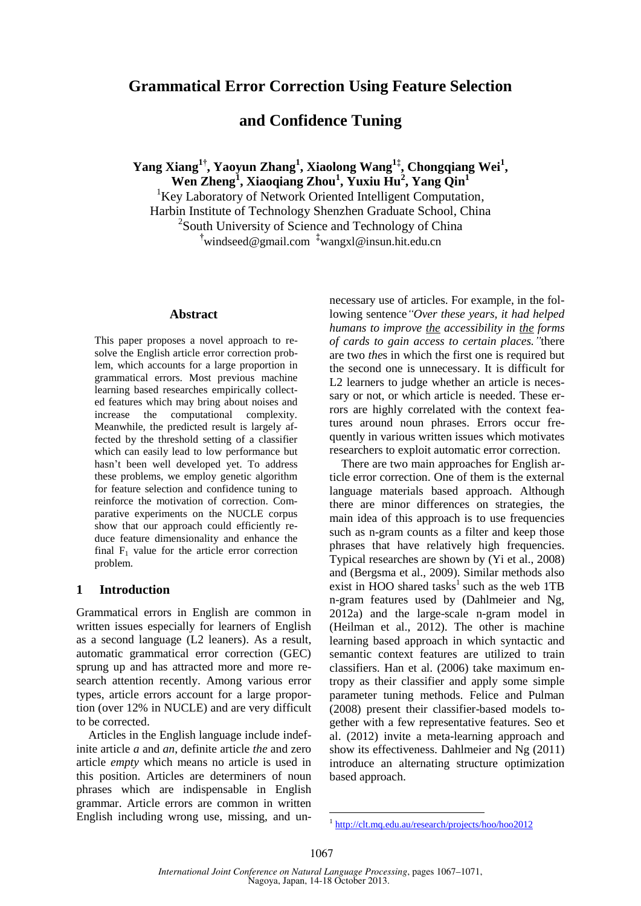# Grammatical Error Correction Using Feature Selection and Confidence Tuning

**Yang Xiang[1†], Yaoyun Zhang[1], Xiaolong Wang[1‡], Chongqiang Wei[1], Wen Zheng[1], Xiaoqiang Zhou[1], Yuxiu Hu[2], Yang Qin[1]**

[1]Key Laboratory of Network Oriented Intelligent Computation, Harbin Institute of Technology Shenzhen Graduate School, China

[2]South University of Science and Technology of China

[†]windseed@gmail.com [‡]wangxl@insun.hit.edu.cn

## Abstract

This paper proposes a novel approach to resolve the English article error correction problem, which accounts for a large proportion in grammatical errors. Most previous machine learning based researches empirically collected features which may bring about noises and increase the computational complexity. Meanwhile, the predicted result is largely affected by the threshold setting of a classifier which can easily lead to low performance but hasn't been well developed yet. To address these problems, we employ genetic algorithm for feature selection and confidence tuning to reinforce the motivation of correction. Comparative experiments on the NUCLE corpus show that our approach could efficiently reduce feature dimensionality and enhance the final $F_1$ value for the article error correction problem.

## 1 Introduction

Grammatical errors in English are common in written issues especially for learners of English as a second language (L2 leaners). As a result, automatic grammatical error correction (GEC) sprung up and has attracted more and more research attention recently. Among various error types, article errors account for a large proportion (over 12% in NUCLE) and are very difficult to be corrected.

Articles in the English language include indefinite article *a* and *an*, definite article *the* and zero article *empty* which means no article is used in this position. Articles are determiners of noun phrases which are indispensable in English grammar. Article errors are common in written English including wrong use, missing, and unnecessary use of articles. For example, in the following sentence *"Over these years, it had helped humans to improve <u>the</u> accessibility in <u>the</u> forms of cards to gain access to certain places."* there are two *the*s in which the first one is required but the second one is unnecessary. It is difficult for L2 learners to judge whether an article is necessary or not, or which article is needed. These errors are highly correlated with the context features around noun phrases. Errors occur frequently in various written issues which motivates researchers to exploit automatic error correction.

There are two main approaches for English article error correction. One of them is the external language materials based approach. Although there are minor differences on strategies, the main idea of this approach is to use frequencies such as n-gram counts as a filter and keep those phrases that have relatively high frequencies. Typical researches are shown by (Yi et al., 2008) and (Bergsma et al., 2009). Similar methods also exist in HOO shared tasks[1] such as the web 1TB n-gram features used by (Dahlmeier and Ng, 2012a) and the large-scale n-gram model in (Heilman et al., 2012). The other is machine learning based approach in which syntactic and semantic context features are utilized to train classifiers. Han et al. (2006) take maximum entropy as their classifier and apply some simple parameter tuning methods. Felice and Pulman (2008) present their classifier-based models together with a few representative features. Seo et al. (2012) invite a meta-learning approach and show its effectiveness. Dahlmeier and Ng (2011) introduce an alternating structure optimization based approach.

[1] http://clt.mq.edu.au/research/projects/hoo/hoo2012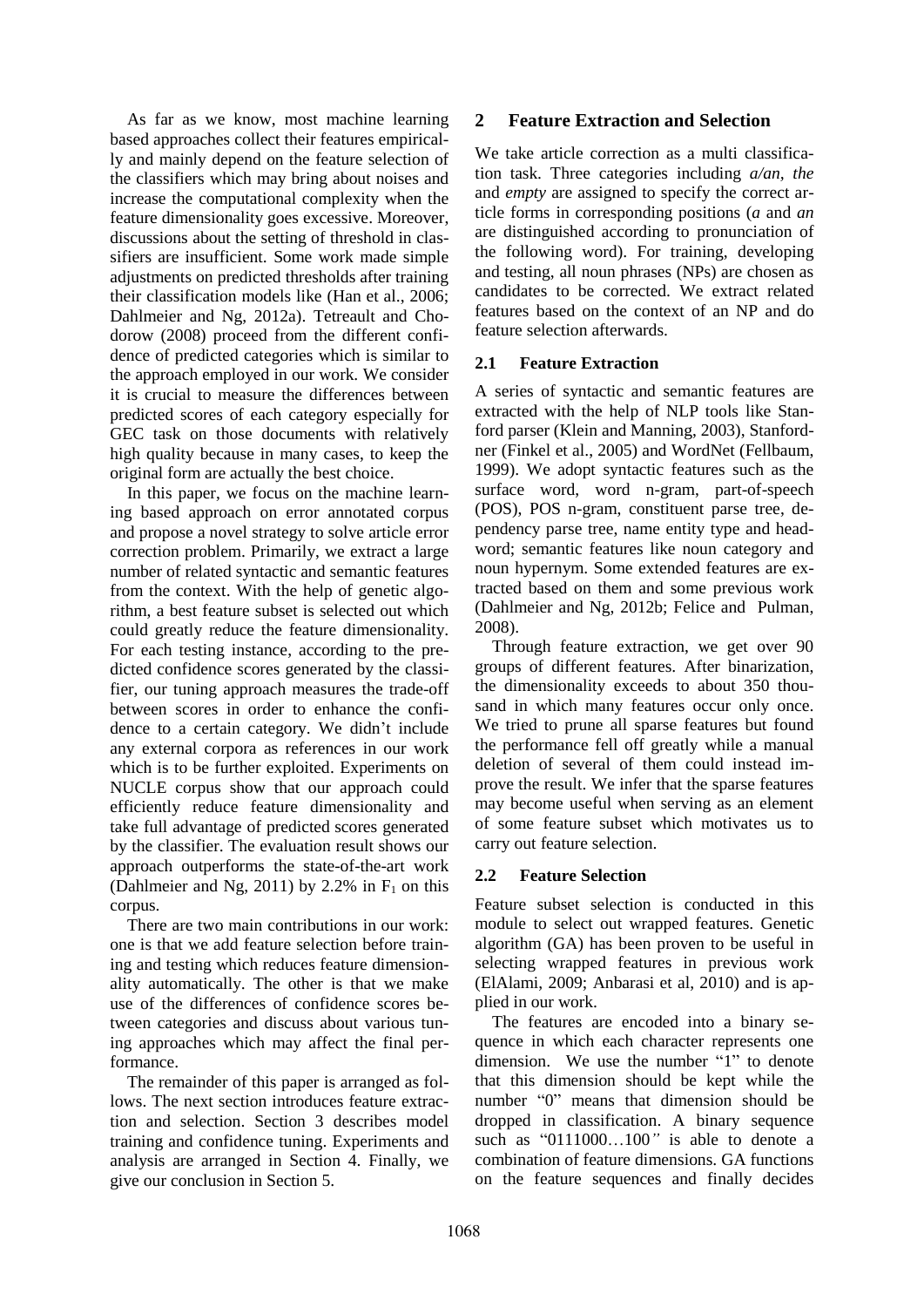As far as we know, most machine learning based approaches collect their features empirically and mainly depend on the feature selection of the classifiers which may bring about noises and increase the computational complexity when the feature dimensionality goes excessive. Moreover, discussions about the setting of threshold in classifiers are insufficient. Some work made simple adjustments on predicted thresholds after training their classification models like (Han et al., 2006; Dahlmeier and Ng, 2012a). Tetreault and Chodorow (2008) proceed from the different confidence of predicted categories which is similar to the approach employed in our work. We consider it is crucial to measure the differences between predicted scores of each category especially for GEC task on those documents with relatively high quality because in many cases, to keep the original form are actually the best choice.

In this paper, we focus on the machine learning based approach on error annotated corpus and propose a novel strategy to solve article error correction problem. Primarily, we extract a large number of related syntactic and semantic features from the context. With the help of genetic algorithm, a best feature subset is selected out which could greatly reduce the feature dimensionality. For each testing instance, according to the predicted confidence scores generated by the classifier, our tuning approach measures the trade-off between scores in order to enhance the confidence to a certain category. We didn't include any external corpora as references in our work which is to be further exploited. Experiments on NUCLE corpus show that our approach could efficiently reduce feature dimensionality and take full advantage of predicted scores generated by the classifier. The evaluation result shows our approach outperforms the state-of-the-art work (Dahlmeier and Ng, 2011) by 2.2% in $F_1$ on this corpus.

There are two main contributions in our work: one is that we add feature selection before training and testing which reduces feature dimensionality automatically. The other is that we make use of the differences of confidence scores between categories and discuss about various tuning approaches which may affect the final performance.

The remainder of this paper is arranged as follows. The next section introduces feature extraction and selection. Section 3 describes model training and confidence tuning. Experiments and analysis are arranged in Section 4. Finally, we give our conclusion in Section 5.

## 2 Feature Extraction and Selection

We take article correction as a multi classification task. Three categories including *a/an*, *the* and *empty* are assigned to specify the correct article forms in corresponding positions (*a* and *an* are distinguished according to pronunciation of the following word). For training, developing and testing, all noun phrases (NPs) are chosen as candidates to be corrected. We extract related features based on the context of an NP and do feature selection afterwards.

### 2.1 Feature Extraction

A series of syntactic and semantic features are extracted with the help of NLP tools like Stanford parser (Klein and Manning, 2003), Stanfordner (Finkel et al., 2005) and WordNet (Fellbaum, 1999). We adopt syntactic features such as the surface word, word n-gram, part-of-speech (POS), POS n-gram, constituent parse tree, dependency parse tree, name entity type and headword; semantic features like noun category and noun hypernym. Some extended features are extracted based on them and some previous work (Dahlmeier and Ng, 2012b; Felice and Pulman, 2008).

Through feature extraction, we get over 90 groups of different features. After binarization, the dimensionality exceeds to about 350 thousand in which many features occur only once. We tried to prune all sparse features but found the performance fell off greatly while a manual deletion of several of them could instead improve the result. We infer that the sparse features may become useful when serving as an element of some feature subset which motivates us to carry out feature selection.

### 2.2 Feature Selection

Feature subset selection is conducted in this module to select out wrapped features. Genetic algorithm (GA) has been proven to be useful in selecting wrapped features in previous work (ElAlami, 2009; Anbarasi et al, 2010) and is applied in our work.

The features are encoded into a binary sequence in which each character represents one dimension. We use the number "1" to denote that this dimension should be kept while the number "0" means that dimension should be dropped in classification. A binary sequence such as "0111000…100" is able to denote a combination of feature dimensions. GA functions on the feature sequences and finally decides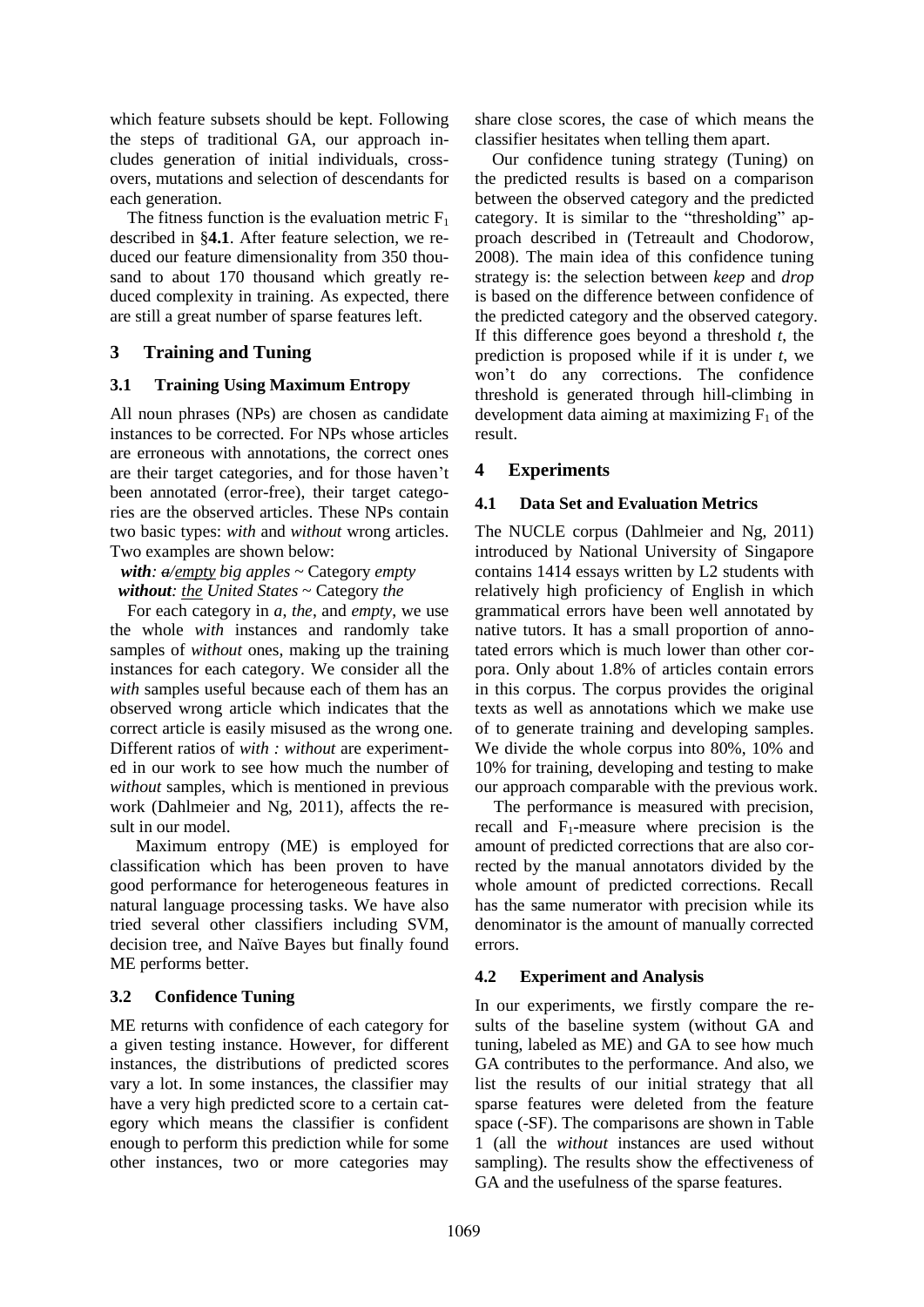which feature subsets should be kept. Following the steps of traditional GA, our approach includes generation of initial individuals, crossovers, mutations and selection of descendants for each generation.

The fitness function is the evaluation metric $F_1$ described in §**4.1**. After feature selection, we reduced our feature dimensionality from 350 thousand to about 170 thousand which greatly reduced complexity in training. As expected, there are still a great number of sparse features left.

## 3 Training and Tuning

### 3.1 Training Using Maximum Entropy

All noun phrases (NPs) are chosen as candidate instances to be corrected. For NPs whose articles are erroneous with annotations, the correct ones are their target categories, and for those haven't been annotated (error-free), their target categories are the observed articles. These NPs contain two basic types: *with* and *without* wrong articles. Two examples are shown below:

***with**: ~~a~~/empty big apples* ~ Category *empty*
***without**: the United States* ~ Category *the*

For each category in *a*, *the*, and *empty*, we use the whole *with* instances and randomly take samples of *without* ones, making up the training instances for each category. We consider all the *with* samples useful because each of them has an observed wrong article which indicates that the correct article is easily misused as the wrong one. Different ratios of *with : without* are experimented in our work to see how much the number of *without* samples, which is mentioned in previous work (Dahlmeier and Ng, 2011), affects the result in our model.

Maximum entropy (ME) is employed for classification which has been proven to have good performance for heterogeneous features in natural language processing tasks. We have also tried several other classifiers including SVM, decision tree, and Naïve Bayes but finally found ME performs better.

### 3.2 Confidence Tuning

ME returns with confidence of each category for a given testing instance. However, for different instances, the distributions of predicted scores vary a lot. In some instances, the classifier may have a very high predicted score to a certain category which means the classifier is confident enough to perform this prediction while for some other instances, two or more categories may share close scores, the case of which means the classifier hesitates when telling them apart.

Our confidence tuning strategy (Tuning) on the predicted results is based on a comparison between the observed category and the predicted category. It is similar to the "thresholding" approach described in (Tetreault and Chodorow, 2008). The main idea of this confidence tuning strategy is: the selection between *keep* and *drop* is based on the difference between confidence of the predicted category and the observed category. If this difference goes beyond a threshold *t*, the prediction is proposed while if it is under *t*, we won't do any corrections. The confidence threshold is generated through hill-climbing in development data aiming at maximizing $F_1$ of the result.

## 4 Experiments

### 4.1 Data Set and Evaluation Metrics

The NUCLE corpus (Dahlmeier and Ng, 2011) introduced by National University of Singapore contains 1414 essays written by L2 students with relatively high proficiency of English in which grammatical errors have been well annotated by native tutors. It has a small proportion of annotated errors which is much lower than other corpora. Only about 1.8% of articles contain errors in this corpus. The corpus provides the original texts as well as annotations which we make use of to generate training and developing samples. We divide the whole corpus into 80%, 10% and 10% for training, developing and testing to make our approach comparable with the previous work.

The performance is measured with precision, recall and $F_1$-measure where precision is the amount of predicted corrections that are also corrected by the manual annotators divided by the whole amount of predicted corrections. Recall has the same numerator with precision while its denominator is the amount of manually corrected errors.

### 4.2 Experiment and Analysis

In our experiments, we firstly compare the results of the baseline system (without GA and tuning, labeled as ME) and GA to see how much GA contributes to the performance. And also, we list the results of our initial strategy that all sparse features were deleted from the feature space (-SF). The comparisons are shown in Table 1 (all the *without* instances are used without sampling). The results show the effectiveness of GA and the usefulness of the sparse features.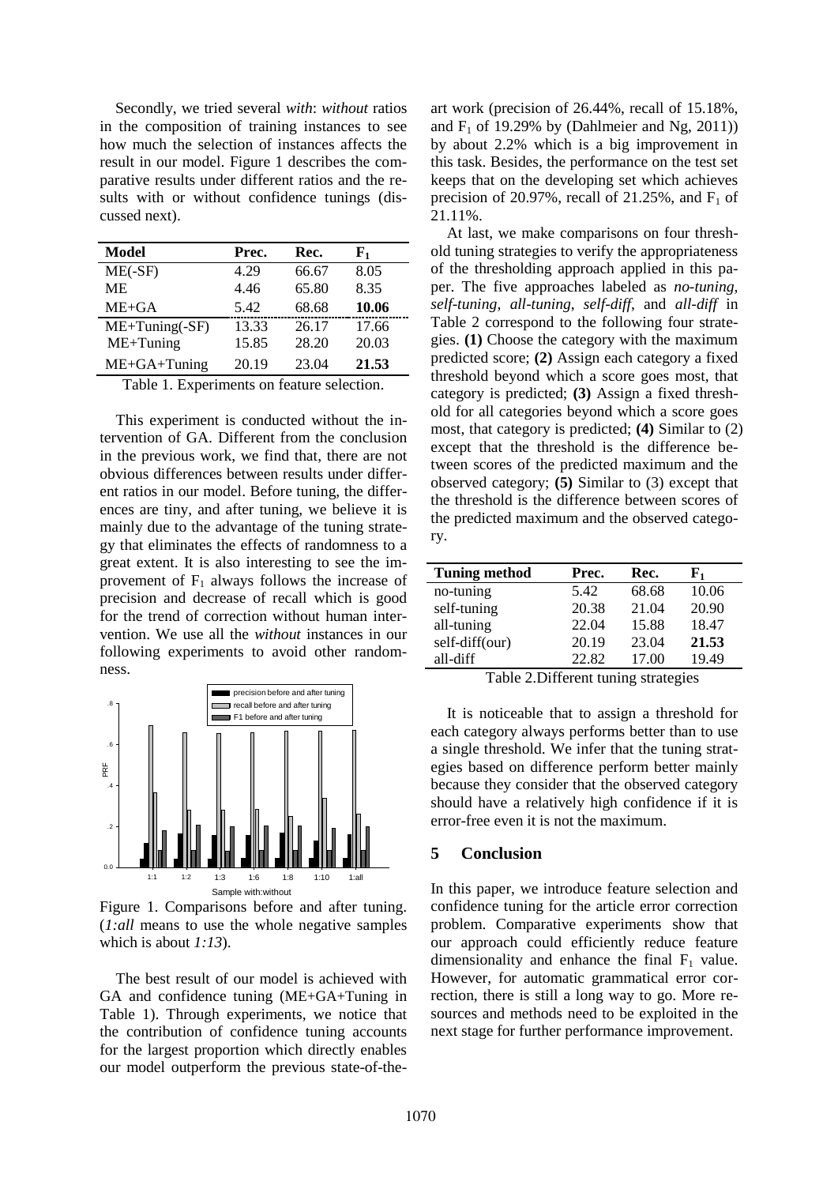Secondly, we tried several *with*: *without* ratios in the composition of training instances to see how much the selection of instances affects the result in our model. Figure 1 describes the comparative results under different ratios and the results with or without confidence tunings (discussed next).

| Model | Prec. | Rec. | $F_1$ |
|---|---|---|---|
| ME(-SF) | 4.29 | 66.67 | 8.05 |
| ME | 4.46 | 65.80 | 8.35 |
| ME+GA | 5.42 | 68.68 | **10.06** |
| ME+Tuning(-SF) | 13.33 | 26.17 | 17.66 |
| ME+Tuning | 15.85 | 28.20 | 20.03 |
| ME+GA+Tuning | 20.19 | 23.04 | **21.53** |

Table 1. Experiments on feature selection.

This experiment is conducted without the intervention of GA. Different from the conclusion in the previous work, we find that, there are not obvious differences between results under different ratios in our model. Before tuning, the differences are tiny, and after tuning, we believe it is mainly due to the advantage of the tuning strategy that eliminates the effects of randomness to a great extent. It is also interesting to see the improvement of $F_1$ always follows the increase of precision and decrease of recall which is good for the trend of correction without human intervention. We use all the *without* instances in our following experiments to avoid other randomness.

Figure 1. Comparisons before and after tuning. (*1:all* means to use the whole negative samples which is about *1:13*).

The best result of our model is achieved with GA and confidence tuning (ME+GA+Tuning in Table 1). Through experiments, we notice that the contribution of confidence tuning accounts for the largest proportion which directly enables our model outperform the previous state-of-the-art work (precision of 26.44%, recall of 15.18%, and $F_1$ of 19.29% by (Dahlmeier and Ng, 2011)) by about 2.2% which is a big improvement in this task. Besides, the performance on the test set keeps that on the developing set which achieves precision of 20.97%, recall of 21.25%, and $F_1$ of 21.11%.

At last, we make comparisons on four threshold tuning strategies to verify the appropriateness of the thresholding approach applied in this paper. The five approaches labeled as *no-tuning*, *self-tuning*, *all-tuning*, *self-diff*, and *all-diff* in Table 2 correspond to the following four strategies. **(1)** Choose the category with the maximum predicted score; **(2)** Assign each category a fixed threshold beyond which a score goes most, that category is predicted; **(3)** Assign a fixed threshold for all categories beyond which a score goes most, that category is predicted; **(4)** Similar to (2) except that the threshold is the difference between scores of the predicted maximum and the observed category; **(5)** Similar to (3) except that the threshold is the difference between scores of the predicted maximum and the observed category.

| Tuning method | Prec. | Rec. | $F_1$ |
|---|---|---|---|
| no-tuning | 5.42 | 68.68 | 10.06 |
| self-tuning | 20.38 | 21.04 | 20.90 |
| all-tuning | 22.04 | 15.88 | 18.47 |
| self-diff(our) | 20.19 | 23.04 | **21.53** |
| all-diff | 22.82 | 17.00 | 19.49 |

Table 2.Different tuning strategies

It is noticeable that to assign a threshold for each category always performs better than to use a single threshold. We infer that the tuning strategies based on difference perform better mainly because they consider that the observed category should have a relatively high confidence if it is error-free even it is not the maximum.

## 5 Conclusion

In this paper, we introduce feature selection and confidence tuning for the article error correction problem. Comparative experiments show that our approach could efficiently reduce feature dimensionality and enhance the final $F_1$ value. However, for automatic grammatical error correction, there is still a long way to go. More resources and methods need to be exploited in the next stage for further performance improvement.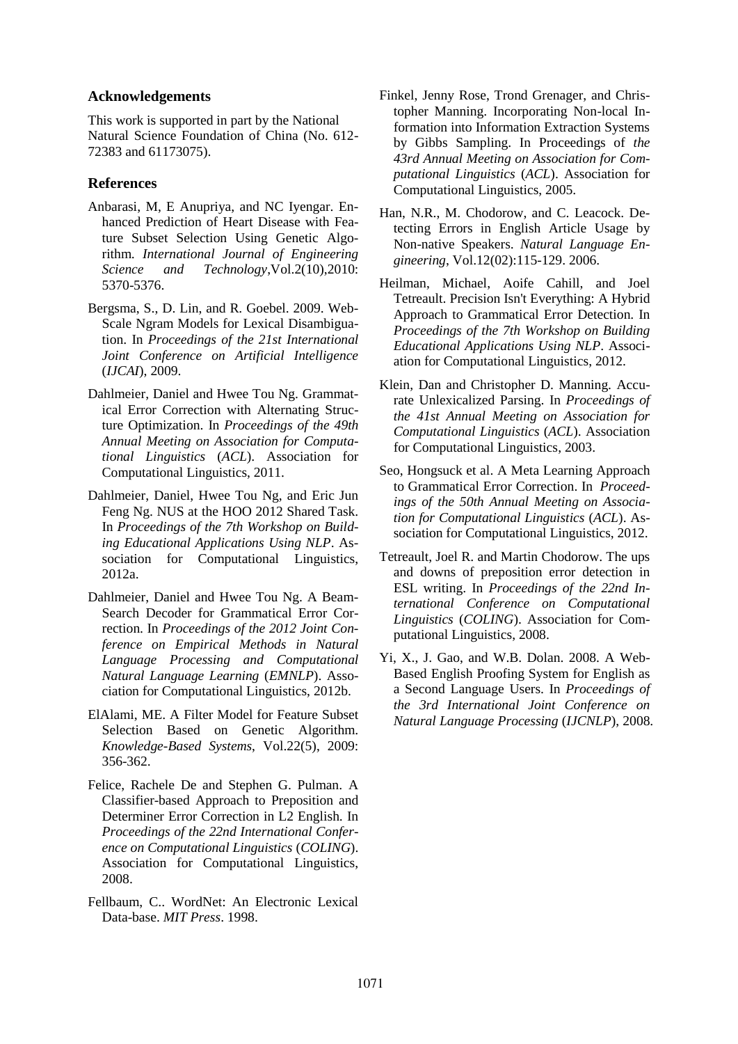## Acknowledgements

This work is supported in part by the National Natural Science Foundation of China (No. 612-72383 and 61173075).

## References

Anbarasi, M, E Anupriya, and NC Iyengar. Enhanced Prediction of Heart Disease with Feature Subset Selection Using Genetic Algorithm. *International Journal of Engineering Science and Technology*,Vol.2(10),2010: 5370-5376.

Bergsma, S., D. Lin, and R. Goebel. 2009. Web-Scale Ngram Models for Lexical Disambiguation. In *Proceedings of the 21st International Joint Conference on Artificial Intelligence* (*IJCAI*), 2009.

Dahlmeier, Daniel and Hwee Tou Ng. Grammatical Error Correction with Alternating Structure Optimization. In *Proceedings of the 49th Annual Meeting on Association for Computational Linguistics* (*ACL*). Association for Computational Linguistics, 2011.

Dahlmeier, Daniel, Hwee Tou Ng, and Eric Jun Feng Ng. NUS at the HOO 2012 Shared Task. In *Proceedings of the 7th Workshop on Building Educational Applications Using NLP*. Association for Computational Linguistics, 2012a.

Dahlmeier, Daniel and Hwee Tou Ng. A Beam-Search Decoder for Grammatical Error Correction. In *Proceedings of the 2012 Joint Conference on Empirical Methods in Natural Language Processing and Computational Natural Language Learning* (*EMNLP*). Association for Computational Linguistics, 2012b.

ElAlami, ME. A Filter Model for Feature Subset Selection Based on Genetic Algorithm. *Knowledge-Based Systems*, Vol.22(5), 2009: 356-362.

Felice, Rachele De and Stephen G. Pulman. A Classifier-based Approach to Preposition and Determiner Error Correction in L2 English. In *Proceedings of the 22nd International Conference on Computational Linguistics* (*COLING*). Association for Computational Linguistics, 2008.

Fellbaum, C.. WordNet: An Electronic Lexical Data-base. *MIT Press*. 1998.

Finkel, Jenny Rose, Trond Grenager, and Christopher Manning. Incorporating Non-local Information into Information Extraction Systems by Gibbs Sampling. In Proceedings of *the 43rd Annual Meeting on Association for Computational Linguistics* (*ACL*). Association for Computational Linguistics, 2005.

Han, N.R., M. Chodorow, and C. Leacock. Detecting Errors in English Article Usage by Non-native Speakers. *Natural Language Engineering*, Vol.12(02):115-129. 2006.

Heilman, Michael, Aoife Cahill, and Joel Tetreault. Precision Isn't Everything: A Hybrid Approach to Grammatical Error Detection. In *Proceedings of the 7th Workshop on Building Educational Applications Using NLP*. Association for Computational Linguistics, 2012.

Klein, Dan and Christopher D. Manning. Accurate Unlexicalized Parsing. In *Proceedings of the 41st Annual Meeting on Association for Computational Linguistics* (*ACL*). Association for Computational Linguistics, 2003.

Seo, Hongsuck et al. A Meta Learning Approach to Grammatical Error Correction. In *Proceedings of the 50th Annual Meeting on Association for Computational Linguistics* (*ACL*). Association for Computational Linguistics, 2012.

Tetreault, Joel R. and Martin Chodorow. The ups and downs of preposition error detection in ESL writing. In *Proceedings of the 22nd International Conference on Computational Linguistics* (*COLING*). Association for Computational Linguistics, 2008.

Yi, X., J. Gao, and W.B. Dolan. 2008. A Web-Based English Proofing System for English as a Second Language Users. In *Proceedings of the 3rd International Joint Conference on Natural Language Processing* (*IJCNLP*), 2008.